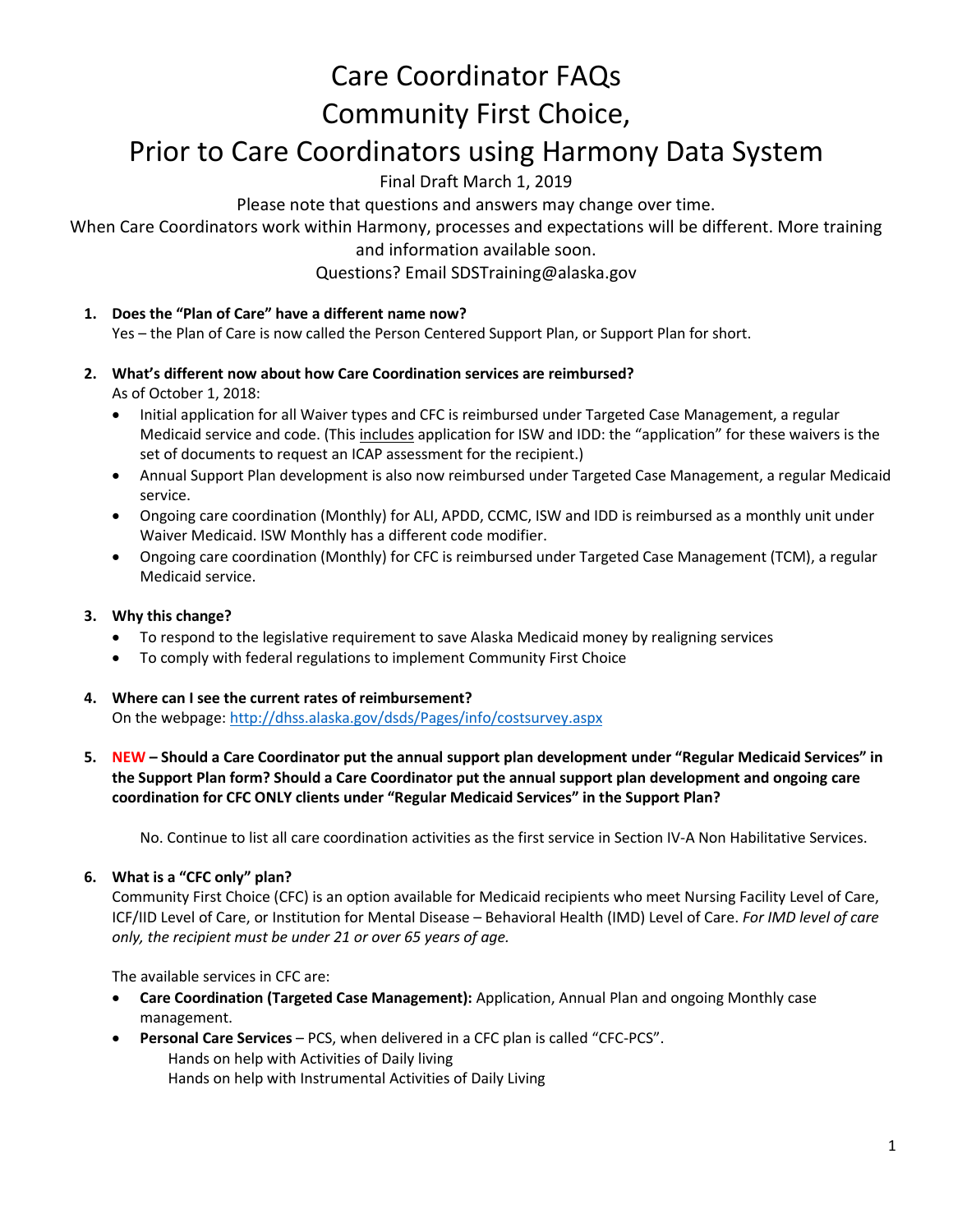# Care Coordinator FAQs
# Community First Choice,
# Prior to Care Coordinators using Harmony Data System

Final Draft March 1, 2019

Please note that questions and answers may change over time.

When Care Coordinators work within Harmony, processes and expectations will be different. More training and information available soon.

Questions? Email SDSTraining@alaska.gov

1. **Does the "Plan of Care" have a different name now?**
   Yes – the Plan of Care is now called the Person Centered Support Plan, or Support Plan for short.

2. **What's different now about how Care Coordination services are reimbursed?**
   As of October 1, 2018:
   - Initial application for all Waiver types and CFC is reimbursed under Targeted Case Management, a regular Medicaid service and code. (This includes application for ISW and IDD: the "application" for these waivers is the set of documents to request an ICAP assessment for the recipient.)
   - Annual Support Plan development is also now reimbursed under Targeted Case Management, a regular Medicaid service.
   - Ongoing care coordination (Monthly) for ALI, APDD, CCMC, ISW and IDD is reimbursed as a monthly unit under Waiver Medicaid. ISW Monthly has a different code modifier.
   - Ongoing care coordination (Monthly) for CFC is reimbursed under Targeted Case Management (TCM), a regular Medicaid service.

3. **Why this change?**
   - To respond to the legislative requirement to save Alaska Medicaid money by realigning services
   - To comply with federal regulations to implement Community First Choice

4. **Where can I see the current rates of reimbursement?**
   On the webpage: http://dhss.alaska.gov/dsds/Pages/info/costsurvey.aspx

5. **NEW – Should a Care Coordinator put the annual support plan development under "Regular Medicaid Services" in the Support Plan form? Should a Care Coordinator put the annual support plan development and ongoing care coordination for CFC ONLY clients under "Regular Medicaid Services" in the Support Plan?**

   No. Continue to list all care coordination activities as the first service in Section IV-A Non Habilitative Services.

6. **What is a "CFC only" plan?**
   Community First Choice (CFC) is an option available for Medicaid recipients who meet Nursing Facility Level of Care, ICF/IID Level of Care, or Institution for Mental Disease – Behavioral Health (IMD) Level of Care. *For IMD level of care only, the recipient must be under 21 or over 65 years of age.*

   The available services in CFC are:
   - **Care Coordination (Targeted Case Management):** Application, Annual Plan and ongoing Monthly case management.
   - **Personal Care Services** – PCS, when delivered in a CFC plan is called "CFC-PCS".
     Hands on help with Activities of Daily living
     Hands on help with Instrumental Activities of Daily Living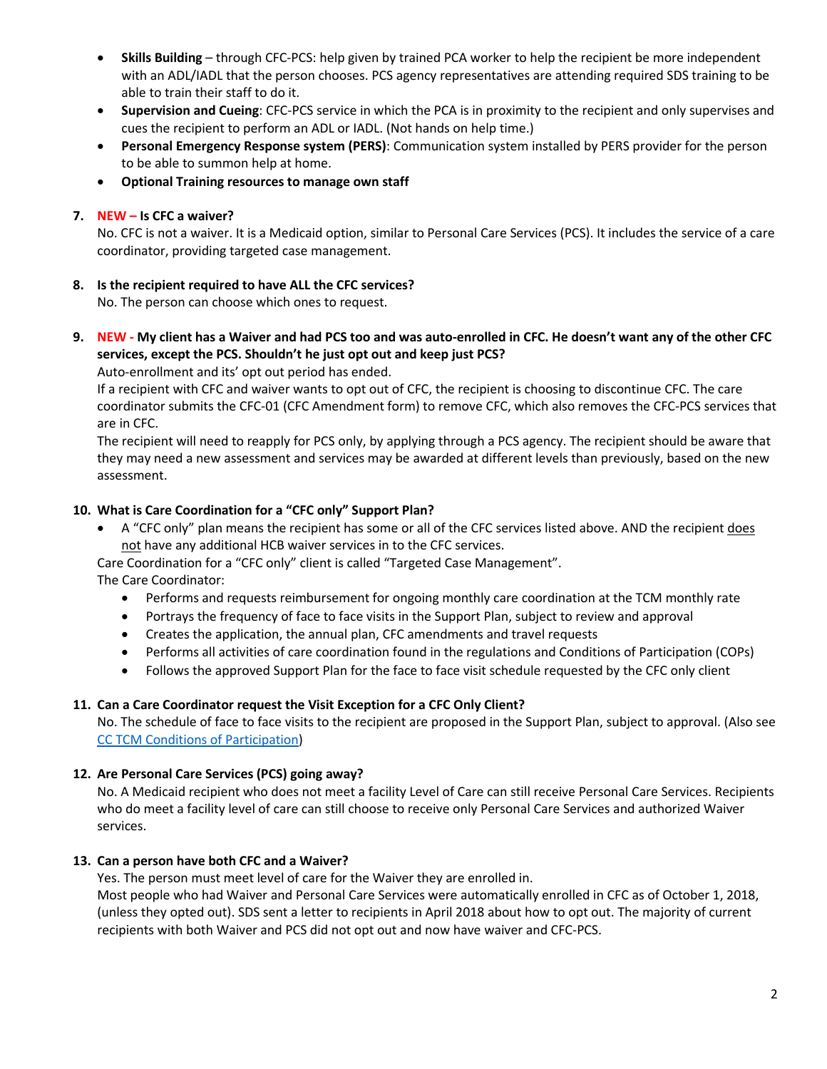- **Skills Building** – through CFC-PCS: help given by trained PCA worker to help the recipient be more independent with an ADL/IADL that the person chooses. PCS agency representatives are attending required SDS training to be able to train their staff to do it.
- **Supervision and Cueing**: CFC-PCS service in which the PCA is in proximity to the recipient and only supervises and cues the recipient to perform an ADL or IADL. (Not hands on help time.)
- **Personal Emergency Response system (PERS)**: Communication system installed by PERS provider for the person to be able to summon help at home.
- **Optional Training resources to manage own staff**

**7. NEW – Is CFC a waiver?**

No. CFC is not a waiver. It is a Medicaid option, similar to Personal Care Services (PCS). It includes the service of a care coordinator, providing targeted case management.

**8. Is the recipient required to have ALL the CFC services?**

No. The person can choose which ones to request.

**9. NEW - My client has a Waiver and had PCS too and was auto-enrolled in CFC. He doesn't want any of the other CFC services, except the PCS. Shouldn't he just opt out and keep just PCS?**

Auto-enrollment and its' opt out period has ended.

If a recipient with CFC and waiver wants to opt out of CFC, the recipient is choosing to discontinue CFC. The care coordinator submits the CFC-01 (CFC Amendment form) to remove CFC, which also removes the CFC-PCS services that are in CFC.

The recipient will need to reapply for PCS only, by applying through a PCS agency. The recipient should be aware that they may need a new assessment and services may be awarded at different levels than previously, based on the new assessment.

**10. What is Care Coordination for a "CFC only" Support Plan?**

- A "CFC only" plan means the recipient has some or all of the CFC services listed above. AND the recipient does not have any additional HCB waiver services in to the CFC services.

Care Coordination for a "CFC only" client is called "Targeted Case Management".

The Care Coordinator:

- Performs and requests reimbursement for ongoing monthly care coordination at the TCM monthly rate
- Portrays the frequency of face to face visits in the Support Plan, subject to review and approval
- Creates the application, the annual plan, CFC amendments and travel requests
- Performs all activities of care coordination found in the regulations and Conditions of Participation (COPs)
- Follows the approved Support Plan for the face to face visit schedule requested by the CFC only client

**11. Can a Care Coordinator request the Visit Exception for a CFC Only Client?**

No. The schedule of face to face visits to the recipient are proposed in the Support Plan, subject to approval. (Also see CC TCM Conditions of Participation)

**12. Are Personal Care Services (PCS) going away?**

No. A Medicaid recipient who does not meet a facility Level of Care can still receive Personal Care Services. Recipients who do meet a facility level of care can still choose to receive only Personal Care Services and authorized Waiver services.

**13. Can a person have both CFC and a Waiver?**

Yes. The person must meet level of care for the Waiver they are enrolled in.

Most people who had Waiver and Personal Care Services were automatically enrolled in CFC as of October 1, 2018, (unless they opted out). SDS sent a letter to recipients in April 2018 about how to opt out. The majority of current recipients with both Waiver and PCS did not opt out and now have waiver and CFC-PCS.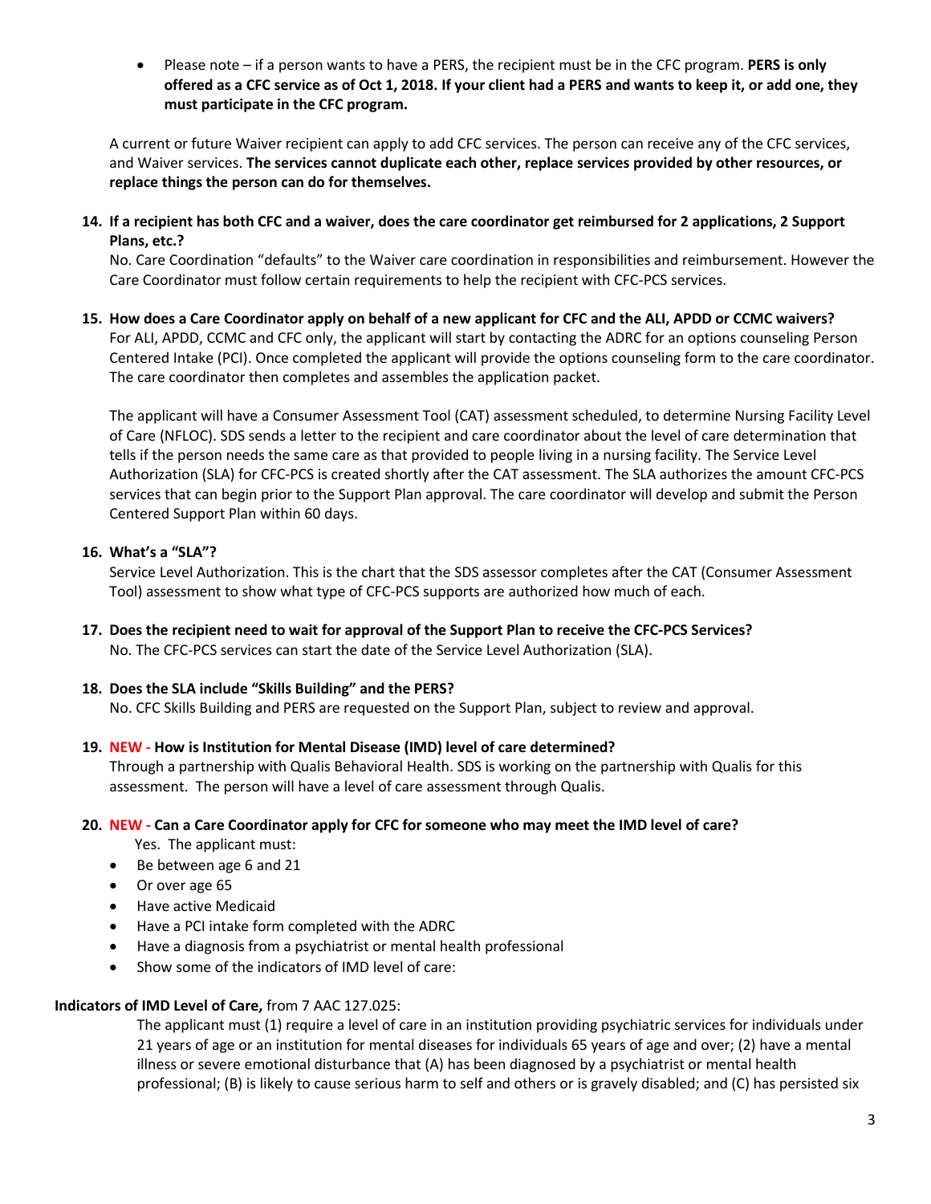- Please note – if a person wants to have a PERS, the recipient must be in the CFC program. **PERS is only offered as a CFC service as of Oct 1, 2018. If your client had a PERS and wants to keep it, or add one, they must participate in the CFC program.**

A current or future Waiver recipient can apply to add CFC services. The person can receive any of the CFC services, and Waiver services. **The services cannot duplicate each other, replace services provided by other resources, or replace things the person can do for themselves.**

**14. If a recipient has both CFC and a waiver, does the care coordinator get reimbursed for 2 applications, 2 Support Plans, etc.?**

No. Care Coordination "defaults" to the Waiver care coordination in responsibilities and reimbursement. However the Care Coordinator must follow certain requirements to help the recipient with CFC-PCS services.

**15. How does a Care Coordinator apply on behalf of a new applicant for CFC and the ALI, APDD or CCMC waivers?**

For ALI, APDD, CCMC and CFC only, the applicant will start by contacting the ADRC for an options counseling Person Centered Intake (PCI). Once completed the applicant will provide the options counseling form to the care coordinator. The care coordinator then completes and assembles the application packet.

The applicant will have a Consumer Assessment Tool (CAT) assessment scheduled, to determine Nursing Facility Level of Care (NFLOC). SDS sends a letter to the recipient and care coordinator about the level of care determination that tells if the person needs the same care as that provided to people living in a nursing facility. The Service Level Authorization (SLA) for CFC-PCS is created shortly after the CAT assessment. The SLA authorizes the amount CFC-PCS services that can begin prior to the Support Plan approval. The care coordinator will develop and submit the Person Centered Support Plan within 60 days.

**16. What's a "SLA"?**

Service Level Authorization. This is the chart that the SDS assessor completes after the CAT (Consumer Assessment Tool) assessment to show what type of CFC-PCS supports are authorized how much of each.

**17. Does the recipient need to wait for approval of the Support Plan to receive the CFC-PCS Services?**

No. The CFC-PCS services can start the date of the Service Level Authorization (SLA).

**18. Does the SLA include "Skills Building" and the PERS?**

No. CFC Skills Building and PERS are requested on the Support Plan, subject to review and approval.

**19. NEW - How is Institution for Mental Disease (IMD) level of care determined?**

Through a partnership with Qualis Behavioral Health. SDS is working on the partnership with Qualis for this assessment. The person will have a level of care assessment through Qualis.

**20. NEW - Can a Care Coordinator apply for CFC for someone who may meet the IMD level of care?**

Yes. The applicant must:

- Be between age 6 and 21
- Or over age 65
- Have active Medicaid
- Have a PCI intake form completed with the ADRC
- Have a diagnosis from a psychiatrist or mental health professional
- Show some of the indicators of IMD level of care:

**Indicators of IMD Level of Care,** from 7 AAC 127.025:

The applicant must (1) require a level of care in an institution providing psychiatric services for individuals under 21 years of age or an institution for mental diseases for individuals 65 years of age and over; (2) have a mental illness or severe emotional disturbance that (A) has been diagnosed by a psychiatrist or mental health professional; (B) is likely to cause serious harm to self and others or is gravely disabled; and (C) has persisted six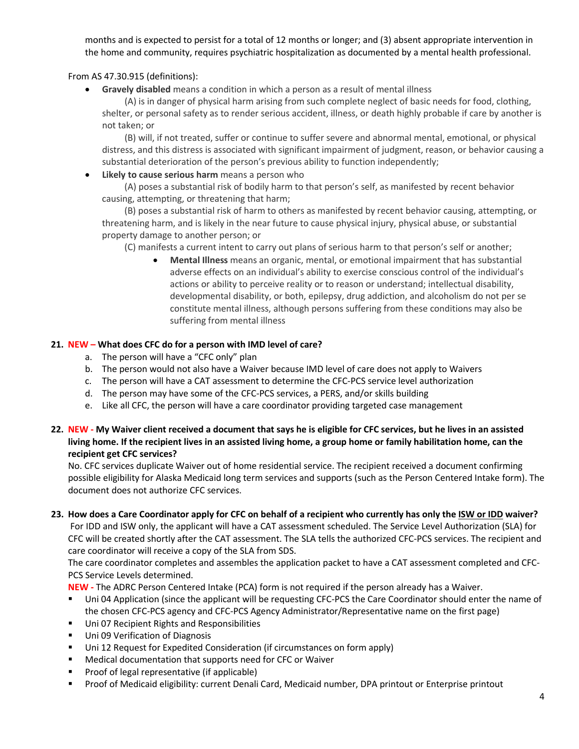months and is expected to persist for a total of 12 months or longer; and (3) absent appropriate intervention in the home and community, requires psychiatric hospitalization as documented by a mental health professional.

From AS 47.30.915 (definitions):

- **Gravely disabled** means a condition in which a person as a result of mental illness
  (A) is in danger of physical harm arising from such complete neglect of basic needs for food, clothing, shelter, or personal safety as to render serious accident, illness, or death highly probable if care by another is not taken; or
  (B) will, if not treated, suffer or continue to suffer severe and abnormal mental, emotional, or physical distress, and this distress is associated with significant impairment of judgment, reason, or behavior causing a substantial deterioration of the person's previous ability to function independently;
- **Likely to cause serious harm** means a person who
  (A) poses a substantial risk of bodily harm to that person's self, as manifested by recent behavior causing, attempting, or threatening that harm;
  (B) poses a substantial risk of harm to others as manifested by recent behavior causing, attempting, or threatening harm, and is likely in the near future to cause physical injury, physical abuse, or substantial property damage to another person; or
  (C) manifests a current intent to carry out plans of serious harm to that person's self or another;
  - **Mental Illness** means an organic, mental, or emotional impairment that has substantial adverse effects on an individual's ability to exercise conscious control of the individual's actions or ability to perceive reality or to reason or understand; intellectual disability, developmental disability, or both, epilepsy, drug addiction, and alcoholism do not per se constitute mental illness, although persons suffering from these conditions may also be suffering from mental illness

**21. NEW – What does CFC do for a person with IMD level of care?**

a. The person will have a "CFC only" plan
b. The person would not also have a Waiver because IMD level of care does not apply to Waivers
c. The person will have a CAT assessment to determine the CFC-PCS service level authorization
d. The person may have some of the CFC-PCS services, a PERS, and/or skills building
e. Like all CFC, the person will have a care coordinator providing targeted case management

**22. NEW - My Waiver client received a document that says he is eligible for CFC services, but he lives in an assisted living home. If the recipient lives in an assisted living home, a group home or family habilitation home, can the recipient get CFC services?**

No. CFC services duplicate Waiver out of home residential service. The recipient received a document confirming possible eligibility for Alaska Medicaid long term services and supports (such as the Person Centered Intake form). The document does not authorize CFC services.

**23. How does a Care Coordinator apply for CFC on behalf of a recipient who currently has only the ISW or IDD waiver?**

For IDD and ISW only, the applicant will have a CAT assessment scheduled. The Service Level Authorization (SLA) for CFC will be created shortly after the CAT assessment. The SLA tells the authorized CFC-PCS services. The recipient and care coordinator will receive a copy of the SLA from SDS.

The care coordinator completes and assembles the application packet to have a CAT assessment completed and CFC-PCS Service Levels determined.

**NEW -** The ADRC Person Centered Intake (PCA) form is not required if the person already has a Waiver.

- Uni 04 Application (since the applicant will be requesting CFC-PCS the Care Coordinator should enter the name of the chosen CFC-PCS agency and CFC-PCS Agency Administrator/Representative name on the first page)
- Uni 07 Recipient Rights and Responsibilities
- Uni 09 Verification of Diagnosis
- Uni 12 Request for Expedited Consideration (if circumstances on form apply)
- Medical documentation that supports need for CFC or Waiver
- Proof of legal representative (if applicable)
- Proof of Medicaid eligibility: current Denali Card, Medicaid number, DPA printout or Enterprise printout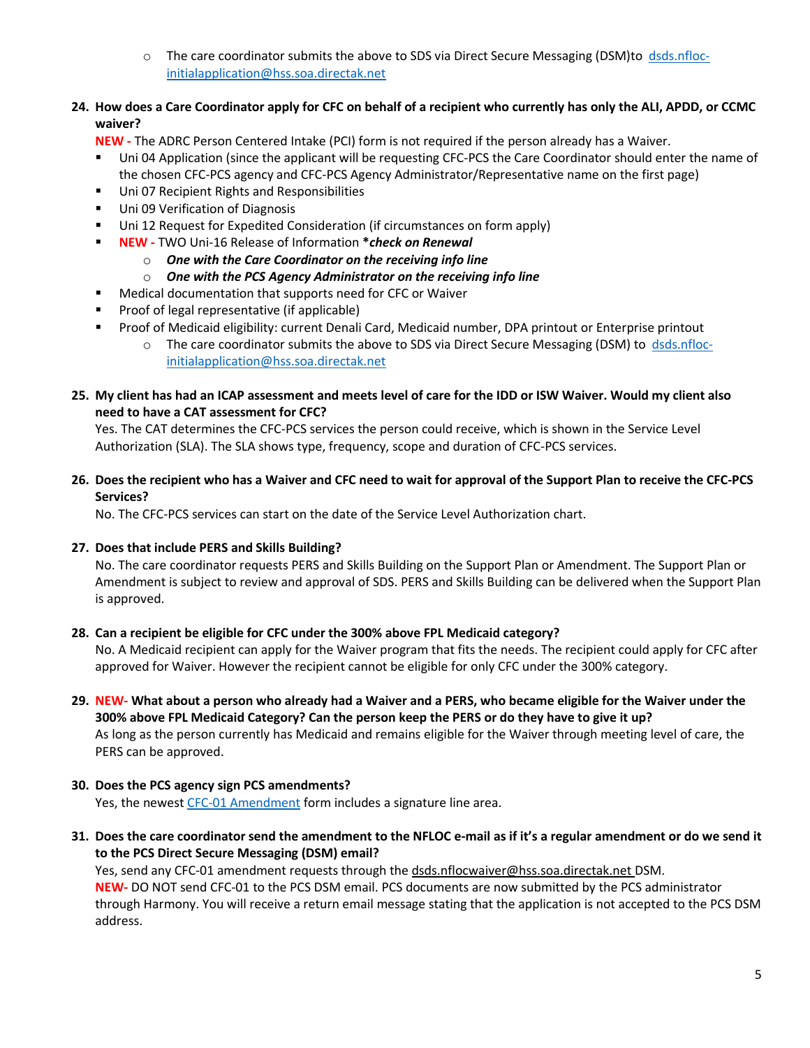- The care coordinator submits the above to SDS via Direct Secure Messaging (DSM)to [dsds.nfloc-initialapplication@hss.soa.directak.net](mailto:dsds.nfloc-initialapplication@hss.soa.directak.net)

24. **How does a Care Coordinator apply for CFC on behalf of a recipient who currently has only the ALI, APDD, or CCMC waiver?**

    **NEW -** The ADRC Person Centered Intake (PCI) form is not required if the person already has a Waiver.

    - Uni 04 Application (since the applicant will be requesting CFC-PCS the Care Coordinator should enter the name of the chosen CFC-PCS agency and CFC-PCS Agency Administrator/Representative name on the first page)
    - Uni 07 Recipient Rights and Responsibilities
    - Uni 09 Verification of Diagnosis
    - Uni 12 Request for Expedited Consideration (if circumstances on form apply)
    - **NEW -** TWO Uni-16 Release of Information ***check on Renewal***
      - ***One with the Care Coordinator on the receiving info line***
      - ***One with the PCS Agency Administrator on the receiving info line***
    - Medical documentation that supports need for CFC or Waiver
    - Proof of legal representative (if applicable)
    - Proof of Medicaid eligibility: current Denali Card, Medicaid number, DPA printout or Enterprise printout
      - The care coordinator submits the above to SDS via Direct Secure Messaging (DSM) to [dsds.nfloc-initialapplication@hss.soa.directak.net](mailto:dsds.nfloc-initialapplication@hss.soa.directak.net)

25. **My client has had an ICAP assessment and meets level of care for the IDD or ISW Waiver. Would my client also need to have a CAT assessment for CFC?**

    Yes. The CAT determines the CFC-PCS services the person could receive, which is shown in the Service Level Authorization (SLA). The SLA shows type, frequency, scope and duration of CFC-PCS services.

26. **Does the recipient who has a Waiver and CFC need to wait for approval of the Support Plan to receive the CFC-PCS Services?**

    No. The CFC-PCS services can start on the date of the Service Level Authorization chart.

27. **Does that include PERS and Skills Building?**

    No. The care coordinator requests PERS and Skills Building on the Support Plan or Amendment. The Support Plan or Amendment is subject to review and approval of SDS. PERS and Skills Building can be delivered when the Support Plan is approved.

28. **Can a recipient be eligible for CFC under the 300% above FPL Medicaid category?**

    No. A Medicaid recipient can apply for the Waiver program that fits the needs. The recipient could apply for CFC after approved for Waiver. However the recipient cannot be eligible for only CFC under the 300% category.

29. **NEW- What about a person who already had a Waiver and a PERS, who became eligible for the Waiver under the 300% above FPL Medicaid Category? Can the person keep the PERS or do they have to give it up?**

    As long as the person currently has Medicaid and remains eligible for the Waiver through meeting level of care, the PERS can be approved.

30. **Does the PCS agency sign PCS amendments?**

    Yes, the newest [CFC-01 Amendment]() form includes a signature line area.

31. **Does the care coordinator send the amendment to the NFLOC e-mail as if it's a regular amendment or do we send it to the PCS Direct Secure Messaging (DSM) email?**

    Yes, send any CFC-01 amendment requests through the dsds.nflocwaiver@hss.soa.directak.net DSM.

    **NEW-** DO NOT send CFC-01 to the PCS DSM email. PCS documents are now submitted by the PCS administrator through Harmony. You will receive a return email message stating that the application is not accepted to the PCS DSM address.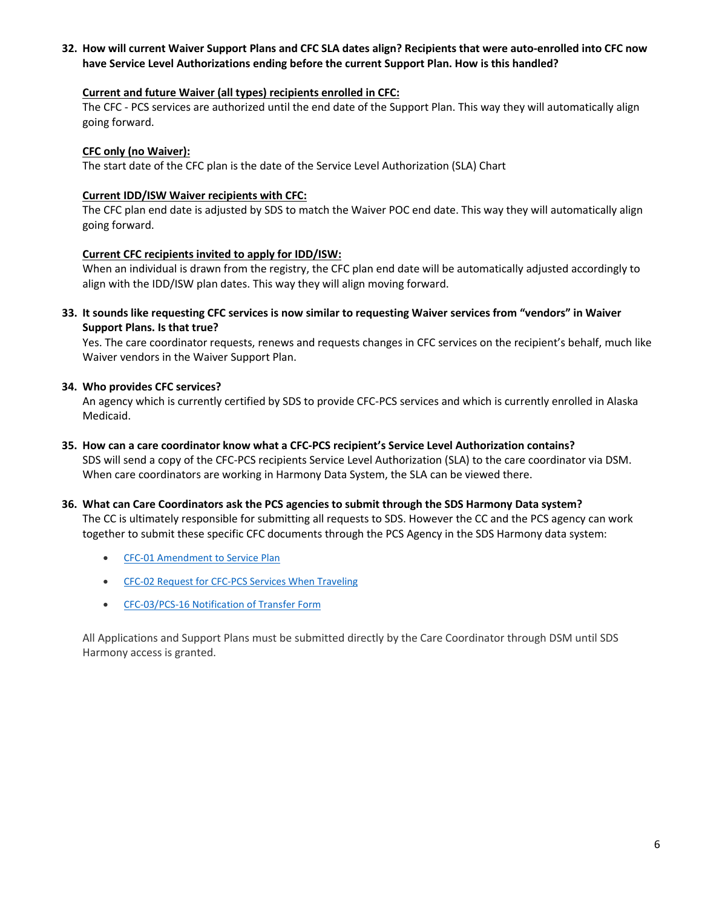**32. How will current Waiver Support Plans and CFC SLA dates align? Recipients that were auto-enrolled into CFC now have Service Level Authorizations ending before the current Support Plan. How is this handled?**

**Current and future Waiver (all types) recipients enrolled in CFC:**

The CFC - PCS services are authorized until the end date of the Support Plan. This way they will automatically align going forward.

**CFC only (no Waiver):**

The start date of the CFC plan is the date of the Service Level Authorization (SLA) Chart

**Current IDD/ISW Waiver recipients with CFC:**

The CFC plan end date is adjusted by SDS to match the Waiver POC end date. This way they will automatically align going forward.

**Current CFC recipients invited to apply for IDD/ISW:**

When an individual is drawn from the registry, the CFC plan end date will be automatically adjusted accordingly to align with the IDD/ISW plan dates. This way they will align moving forward.

**33. It sounds like requesting CFC services is now similar to requesting Waiver services from "vendors" in Waiver Support Plans. Is that true?**

Yes. The care coordinator requests, renews and requests changes in CFC services on the recipient's behalf, much like Waiver vendors in the Waiver Support Plan.

**34. Who provides CFC services?**

An agency which is currently certified by SDS to provide CFC-PCS services and which is currently enrolled in Alaska Medicaid.

**35. How can a care coordinator know what a CFC-PCS recipient's Service Level Authorization contains?**

SDS will send a copy of the CFC-PCS recipients Service Level Authorization (SLA) to the care coordinator via DSM. When care coordinators are working in Harmony Data System, the SLA can be viewed there.

**36. What can Care Coordinators ask the PCS agencies to submit through the SDS Harmony Data system?**

The CC is ultimately responsible for submitting all requests to SDS. However the CC and the PCS agency can work together to submit these specific CFC documents through the PCS Agency in the SDS Harmony data system:

- CFC-01 Amendment to Service Plan
- CFC-02 Request for CFC-PCS Services When Traveling
- CFC-03/PCS-16 Notification of Transfer Form

All Applications and Support Plans must be submitted directly by the Care Coordinator through DSM until SDS Harmony access is granted.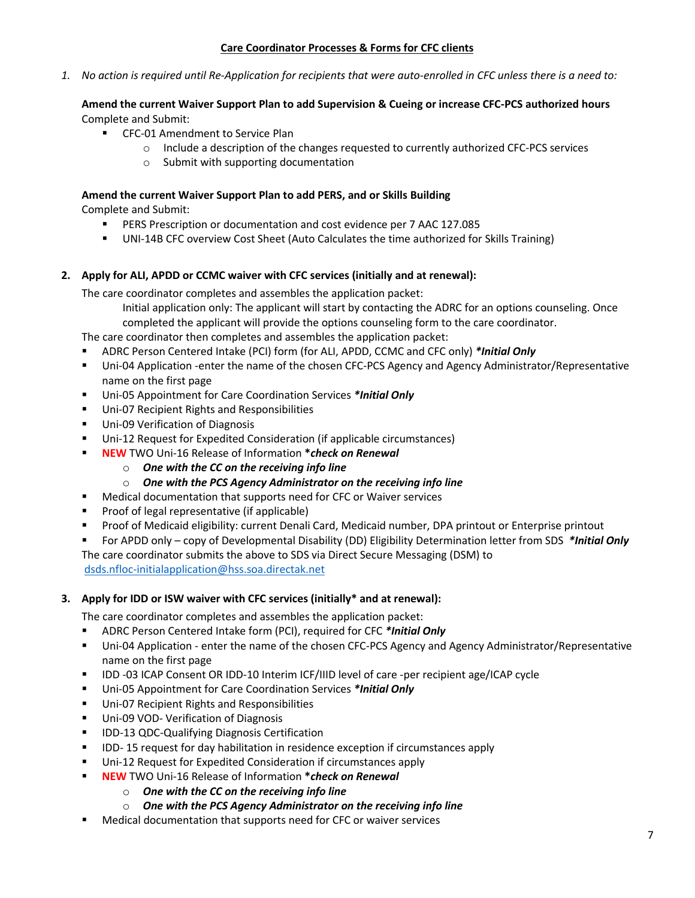## Care Coordinator Processes & Forms for CFC clients

1. *No action is required until Re-Application for recipients that were auto-enrolled in CFC unless there is a need to:*

   **Amend the current Waiver Support Plan to add Supervision & Cueing or increase CFC-PCS authorized hours**
   Complete and Submit:
   - CFC-01 Amendment to Service Plan
     - Include a description of the changes requested to currently authorized CFC-PCS services
     - Submit with supporting documentation

   **Amend the current Waiver Support Plan to add PERS, and or Skills Building**
   Complete and Submit:
   - PERS Prescription or documentation and cost evidence per 7 AAC 127.085
   - UNI-14B CFC overview Cost Sheet (Auto Calculates the time authorized for Skills Training)

2. **Apply for ALI, APDD or CCMC waiver with CFC services (initially and at renewal):**

   The care coordinator completes and assembles the application packet:

   Initial application only: The applicant will start by contacting the ADRC for an options counseling. Once completed the applicant will provide the options counseling form to the care coordinator.

   The care coordinator then completes and assembles the application packet:
   - ADRC Person Centered Intake (PCI) form (for ALI, APDD, CCMC and CFC only) ***Initial Only**
   - Uni-04 Application -enter the name of the chosen CFC-PCS Agency and Agency Administrator/Representative name on the first page
   - Uni-05 Appointment for Care Coordination Services ***Initial Only**
   - Uni-07 Recipient Rights and Responsibilities
   - Uni-09 Verification of Diagnosis
   - Uni-12 Request for Expedited Consideration (if applicable circumstances)
   - **NEW** TWO Uni-16 Release of Information ***check on Renewal**
     - ***One with the CC on the receiving info line***
     - ***One with the PCS Agency Administrator on the receiving info line***
   - Medical documentation that supports need for CFC or Waiver services
   - Proof of legal representative (if applicable)
   - Proof of Medicaid eligibility: current Denali Card, Medicaid number, DPA printout or Enterprise printout
   - For APDD only – copy of Developmental Disability (DD) Eligibility Determination letter from SDS ***Initial Only**

   The care coordinator submits the above to SDS via Direct Secure Messaging (DSM) to dsds.nfloc-initialapplication@hss.soa.directak.net

3. **Apply for IDD or ISW waiver with CFC services (initially* and at renewal):**

   The care coordinator completes and assembles the application packet:
   - ADRC Person Centered Intake form (PCI), required for CFC ***Initial Only**
   - Uni-04 Application - enter the name of the chosen CFC-PCS Agency and Agency Administrator/Representative name on the first page
   - IDD -03 ICAP Consent OR IDD-10 Interim ICF/IIID level of care -per recipient age/ICAP cycle
   - Uni-05 Appointment for Care Coordination Services ***Initial Only**
   - Uni-07 Recipient Rights and Responsibilities
   - Uni-09 VOD- Verification of Diagnosis
   - IDD-13 QDC-Qualifying Diagnosis Certification
   - IDD- 15 request for day habilitation in residence exception if circumstances apply
   - Uni-12 Request for Expedited Consideration if circumstances apply
   - **NEW** TWO Uni-16 Release of Information ***check on Renewal**
     - ***One with the CC on the receiving info line***
     - ***One with the PCS Agency Administrator on the receiving info line***
   - Medical documentation that supports need for CFC or waiver services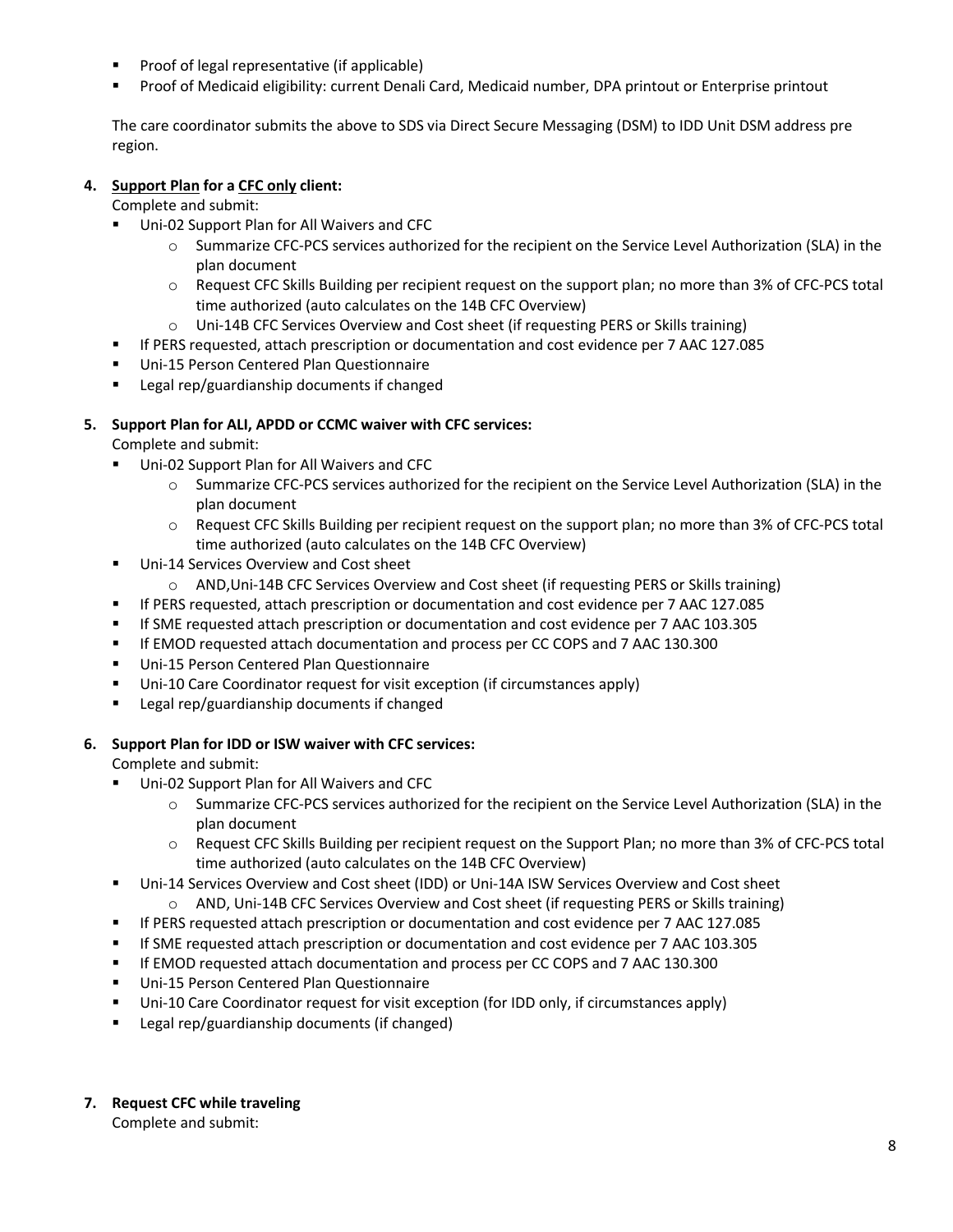- Proof of legal representative (if applicable)
- Proof of Medicaid eligibility: current Denali Card, Medicaid number, DPA printout or Enterprise printout

The care coordinator submits the above to SDS via Direct Secure Messaging (DSM) to IDD Unit DSM address pre region.

4. **Support Plan for a CFC only client:**

   Complete and submit:

   - Uni-02 Support Plan for All Waivers and CFC
     - Summarize CFC-PCS services authorized for the recipient on the Service Level Authorization (SLA) in the plan document
     - Request CFC Skills Building per recipient request on the support plan; no more than 3% of CFC-PCS total time authorized (auto calculates on the 14B CFC Overview)
     - Uni-14B CFC Services Overview and Cost sheet (if requesting PERS or Skills training)
   - If PERS requested, attach prescription or documentation and cost evidence per 7 AAC 127.085
   - Uni-15 Person Centered Plan Questionnaire
   - Legal rep/guardianship documents if changed

5. **Support Plan for ALI, APDD or CCMC waiver with CFC services:**

   Complete and submit:

   - Uni-02 Support Plan for All Waivers and CFC
     - Summarize CFC-PCS services authorized for the recipient on the Service Level Authorization (SLA) in the plan document
     - Request CFC Skills Building per recipient request on the support plan; no more than 3% of CFC-PCS total time authorized (auto calculates on the 14B CFC Overview)
   - Uni-14 Services Overview and Cost sheet
     - AND,Uni-14B CFC Services Overview and Cost sheet (if requesting PERS or Skills training)
   - If PERS requested, attach prescription or documentation and cost evidence per 7 AAC 127.085
   - If SME requested attach prescription or documentation and cost evidence per 7 AAC 103.305
   - If EMOD requested attach documentation and process per CC COPS and 7 AAC 130.300
   - Uni-15 Person Centered Plan Questionnaire
   - Uni-10 Care Coordinator request for visit exception (if circumstances apply)
   - Legal rep/guardianship documents if changed

6. **Support Plan for IDD or ISW waiver with CFC services:**

   Complete and submit:

   - Uni-02 Support Plan for All Waivers and CFC
     - Summarize CFC-PCS services authorized for the recipient on the Service Level Authorization (SLA) in the plan document
     - Request CFC Skills Building per recipient request on the Support Plan; no more than 3% of CFC-PCS total time authorized (auto calculates on the 14B CFC Overview)
   - Uni-14 Services Overview and Cost sheet (IDD) or Uni-14A ISW Services Overview and Cost sheet
     - AND, Uni-14B CFC Services Overview and Cost sheet (if requesting PERS or Skills training)
   - If PERS requested attach prescription or documentation and cost evidence per 7 AAC 127.085
   - If SME requested attach prescription or documentation and cost evidence per 7 AAC 103.305
   - If EMOD requested attach documentation and process per CC COPS and 7 AAC 130.300
   - Uni-15 Person Centered Plan Questionnaire
   - Uni-10 Care Coordinator request for visit exception (for IDD only, if circumstances apply)
   - Legal rep/guardianship documents (if changed)

7. **Request CFC while traveling**

   Complete and submit: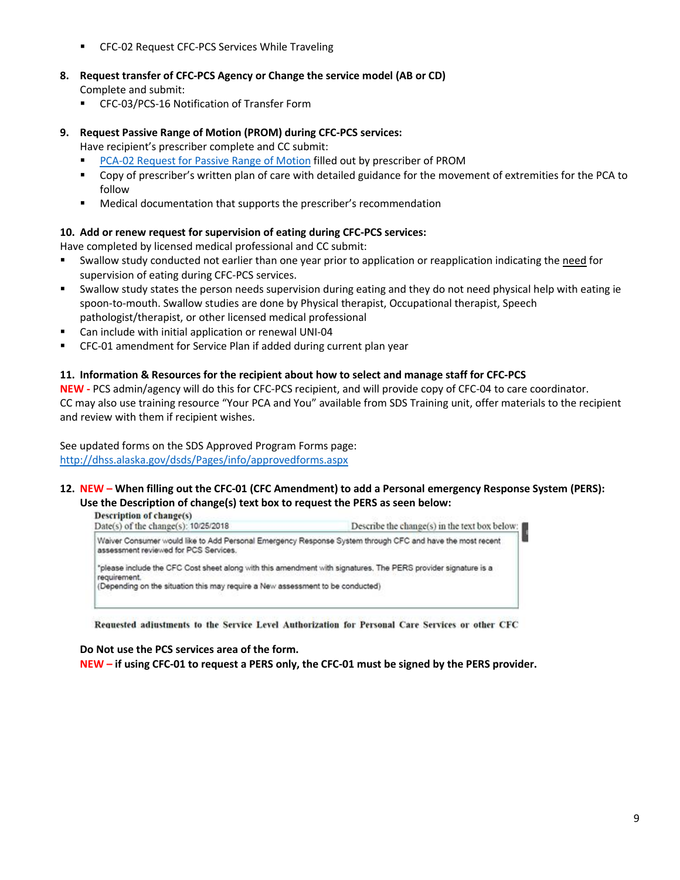- CFC-02 Request CFC-PCS Services While Traveling

8. **Request transfer of CFC-PCS Agency or Change the service model (AB or CD)**
   Complete and submit:
   - CFC-03/PCS-16 Notification of Transfer Form

9. **Request Passive Range of Motion (PROM) during CFC-PCS services:**
   Have recipient's prescriber complete and CC submit:
   - PCA-02 Request for Passive Range of Motion filled out by prescriber of PROM
   - Copy of prescriber's written plan of care with detailed guidance for the movement of extremities for the PCA to follow
   - Medical documentation that supports the prescriber's recommendation

10. **Add or renew request for supervision of eating during CFC-PCS services:**
Have completed by licensed medical professional and CC submit:
- Swallow study conducted not earlier than one year prior to application or reapplication indicating the need for supervision of eating during CFC-PCS services.
- Swallow study states the person needs supervision during eating and they do not need physical help with eating ie spoon-to-mouth. Swallow studies are done by Physical therapist, Occupational therapist, Speech pathologist/therapist, or other licensed medical professional
- Can include with initial application or renewal UNI-04
- CFC-01 amendment for Service Plan if added during current plan year

11. **Information & Resources for the recipient about how to select and manage staff for CFC-PCS**
**NEW -** PCS admin/agency will do this for CFC-PCS recipient, and will provide copy of CFC-04 to care coordinator. CC may also use training resource "Your PCA and You" available from SDS Training unit, offer materials to the recipient and review with them if recipient wishes.

See updated forms on the SDS Approved Program Forms page:
http://dhss.alaska.gov/dsds/Pages/info/approvedforms.aspx

12. **NEW – When filling out the CFC-01 (CFC Amendment) to add a Personal emergency Response System (PERS): Use the Description of change(s) text box to request the PERS as seen below:**

**Description of change(s)**
Date(s) of the change(s): 10/25/2018 Describe the change(s) in the text box below:

Waiver Consumer would like to Add Personal Emergency Response System through CFC and have the most recent assessment reviewed for PCS Services.

*please include the CFC Cost sheet along with this amendment with signatures. The PERS provider signature is a requirement.
(Depending on the situation this may require a New assessment to be conducted)

**Requested adjustments to the Service Level Authorization for Personal Care Services or other CFC**

**Do Not use the PCS services area of the form.**
**NEW – if using CFC-01 to request a PERS only, the CFC-01 must be signed by the PERS provider.**